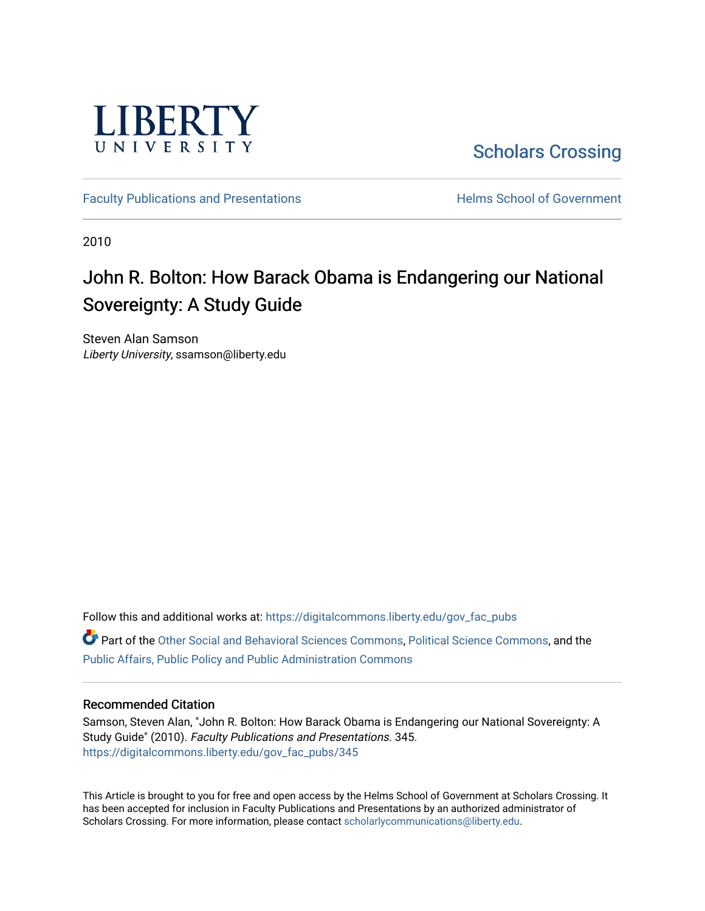LIBERTY UNIVERSITY

Scholars Crossing

Faculty Publications and Presentations

Helms School of Government

2010

# John R. Bolton: How Barack Obama is Endangering our National Sovereignty: A Study Guide

Steven Alan Samson
*Liberty University*, ssamson@liberty.edu

Follow this and additional works at: https://digitalcommons.liberty.edu/gov_fac_pubs

Part of the Other Social and Behavioral Sciences Commons, Political Science Commons, and the Public Affairs, Public Policy and Public Administration Commons

## Recommended Citation

Samson, Steven Alan, "John R. Bolton: How Barack Obama is Endangering our National Sovereignty: A Study Guide" (2010). *Faculty Publications and Presentations*. 345.
https://digitalcommons.liberty.edu/gov_fac_pubs/345

This Article is brought to you for free and open access by the Helms School of Government at Scholars Crossing. It has been accepted for inclusion in Faculty Publications and Presentations by an authorized administrator of Scholars Crossing. For more information, please contact scholarlycommunications@liberty.edu.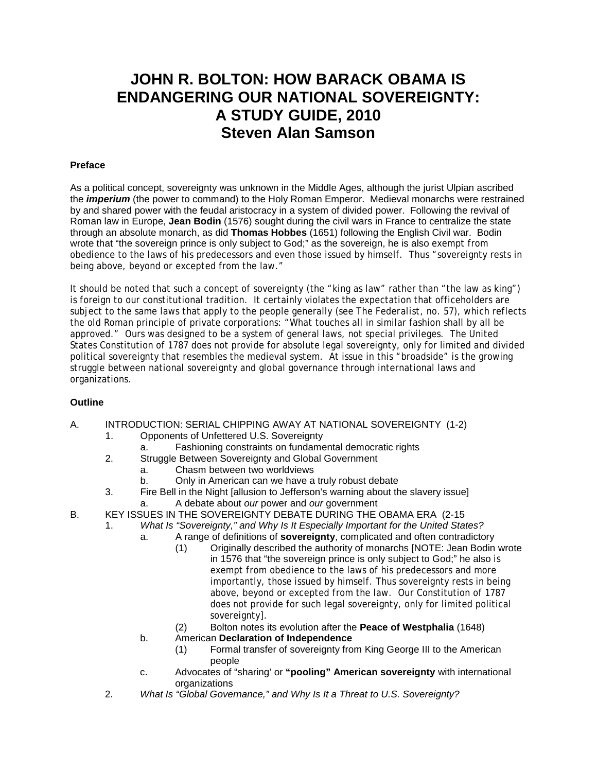# JOHN R. BOLTON: HOW BARACK OBAMA IS ENDANGERING OUR NATIONAL SOVEREIGNTY: A STUDY GUIDE, 2010
## Steven Alan Samson

### Preface

As a political concept, sovereignty was unknown in the Middle Ages, although the jurist Ulpian ascribed the ***imperium*** (the power to command) to the Holy Roman Emperor. Medieval monarchs were restrained by and shared power with the feudal aristocracy in a system of divided power. Following the revival of Roman law in Europe, **Jean Bodin** (1576) sought during the civil wars in France to centralize the state through an absolute monarch, as did **Thomas Hobbes** (1651) following the English Civil war. Bodin wrote that "the sovereign prince is only subject to God;" as the sovereign, he is also exempt from obedience to the laws of his predecessors and even those issued by himself. Thus "sovereignty rests in being above, beyond or excepted from the law."

It should be noted that such a concept of sovereignty (the "king as law" rather than "the law as king") is foreign to our constitutional tradition. It certainly violates the expectation that officeholders are subject to the same laws that apply to the people generally (see The Federalist, no. 57), which reflects the old Roman principle of private corporations: "What touches all in similar fashion shall by all be approved." Ours was designed to be a system of general laws, not special privileges. The United States Constitution of 1787 does not provide for absolute legal sovereignty, only for limited and divided political sovereignty that resembles the medieval system. At issue in this "broadside" is the growing struggle between national sovereignty and global governance through international laws and organizations.

### Outline

- A. INTRODUCTION: SERIAL CHIPPING AWAY AT NATIONAL SOVEREIGNTY (1-2)
  - 1. Opponents of Unfettered U.S. Sovereignty
    - a. Fashioning constraints on fundamental democratic rights
  - 2. Struggle Between Sovereignty and Global Government
    - a. Chasm between two worldviews
    - b. Only in American can we have a truly robust debate
  - 3. Fire Bell in the Night [allusion to Jefferson's warning about the slavery issue]
    - a. A debate about *our* power and *our* government
- B. KEY ISSUES IN THE SOVEREIGNTY DEBATE DURING THE OBAMA ERA (2-15
  - 1. *What Is "Sovereignty," and Why Is It Especially Important for the United States?*
    - a. A range of definitions of **sovereignty**, complicated and often contradictory
      - (1) Originally described the authority of monarchs [NOTE: Jean Bodin wrote in 1576 that "the sovereign prince is only subject to God;" he also is exempt from obedience to the laws of his predecessors and more importantly, those issued by himself. Thus sovereignty rests in being above, beyond or excepted from the law. Our Constitution of 1787 does not provide for such legal sovereignty, only for limited political sovereignty].
      - (2) Bolton notes its evolution after the **Peace of Westphalia** (1648)
    - b. American **Declaration of Independence**
      - (1) Formal transfer of sovereignty from King George III to the American people
    - c. Advocates of "sharing' or **"pooling" American sovereignty** with international organizations
  - 2. *What Is "Global Governance," and Why Is It a Threat to U.S. Sovereignty?*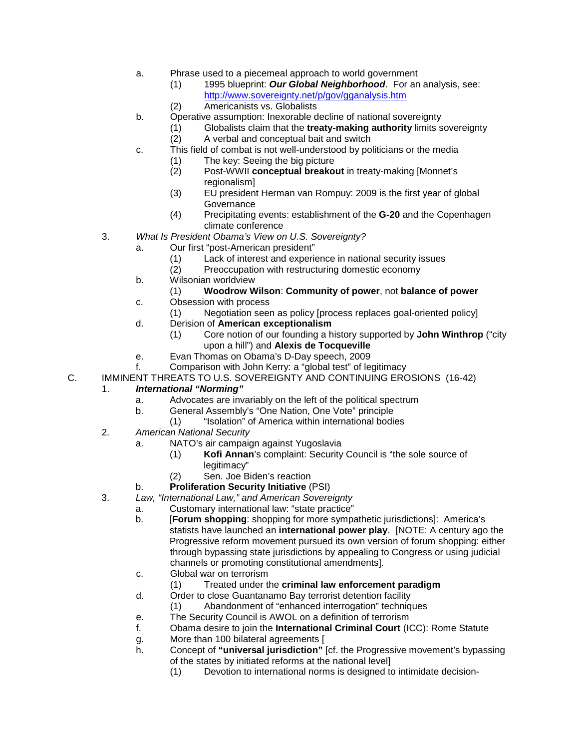- a. Phrase used to a piecemeal approach to world government
  - (1) 1995 blueprint: ***Our Global Neighborhood***. For an analysis, see: http://www.sovereignty.net/p/gov/gganalysis.htm
  - (2) Americanists vs. Globalists
- b. Operative assumption: Inexorable decline of national sovereignty
  - (1) Globalists claim that the **treaty-making authority** limits sovereignty
  - (2) A verbal and conceptual bait and switch
- c. This field of combat is not well-understood by politicians or the media
  - (1) The key: Seeing the big picture
  - (2) Post-WWII **conceptual breakout** in treaty-making [Monnet's regionalism]
  - (3) EU president Herman van Rompuy: 2009 is the first year of global Governance
  - (4) Precipitating events: establishment of the **G-20** and the Copenhagen climate conference

3. *What Is President Obama's View on U.S. Sovereignty?*
- a. Our first "post-American president"
  - (1) Lack of interest and experience in national security issues
  - (2) Preoccupation with restructuring domestic economy
- b. Wilsonian worldview
  - (1) **Woodrow Wilson**: **Community of power**, not **balance of power**
- c. Obsession with process
  - (1) Negotiation seen as policy [process replaces goal-oriented policy]
- d. Derision of **American exceptionalism**
  - (1) Core notion of our founding a history supported by **John Winthrop** ("city upon a hill") and **Alexis de Tocqueville**
- e. Evan Thomas on Obama's D-Day speech, 2009
- f. Comparison with John Kerry: a "global test" of legitimacy

C. IMMINENT THREATS TO U.S. SOVEREIGNTY AND CONTINUING EROSIONS (16-42)

1. ***International "Norming"***
- a. Advocates are invariably on the left of the political spectrum
- b. General Assembly's "One Nation, One Vote" principle
  - (1) "Isolation" of America within international bodies

2. *American National Security*
- a. NATO's air campaign against Yugoslavia
  - (1) **Kofi Annan**'s complaint: Security Council is "the sole source of legitimacy"
  - (2) Sen. Joe Biden's reaction
- b. **Proliferation Security Initiative** (PSI)

3. *Law, "International Law," and American Sovereignty*
- a. Customary international law: "state practice"
- b. [**Forum shopping**: shopping for more sympathetic jurisdictions]: America's statists have launched an **international power play**. [NOTE: A century ago the Progressive reform movement pursued its own version of forum shopping: either through bypassing state jurisdictions by appealing to Congress or using judicial channels or promoting constitutional amendments].
- c. Global war on terrorism
  - (1) Treated under the **criminal law enforcement paradigm**
- d. Order to close Guantanamo Bay terrorist detention facility
  - (1) Abandonment of "enhanced interrogation" techniques
- e. The Security Council is AWOL on a definition of terrorism
- f. Obama desire to join the **International Criminal Court** (ICC): Rome Statute
- g. More than 100 bilateral agreements [
- h. Concept of **"universal jurisdiction"** [cf. the Progressive movement's bypassing of the states by initiated reforms at the national level]
  - (1) Devotion to international norms is designed to intimidate decision-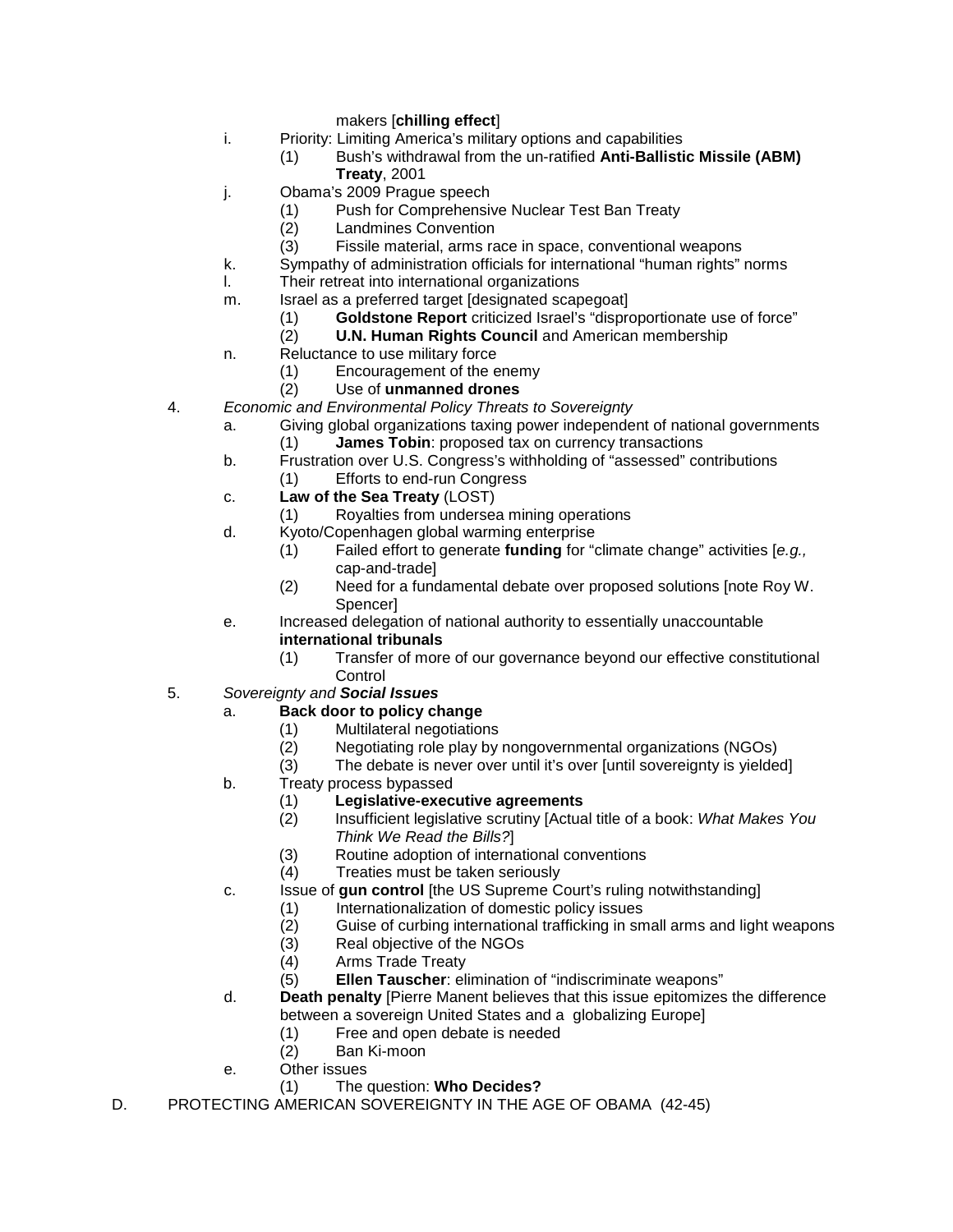makers [**chilling effect**]

- i. Priority: Limiting America's military options and capabilities
  - (1) Bush's withdrawal from the un-ratified **Anti-Ballistic Missile (ABM) Treaty**, 2001
- j. Obama's 2009 Prague speech
  - (1) Push for Comprehensive Nuclear Test Ban Treaty
  - (2) Landmines Convention
  - (3) Fissile material, arms race in space, conventional weapons
- k. Sympathy of administration officials for international "human rights" norms
- l. Their retreat into international organizations
- m. Israel as a preferred target [designated scapegoat]
  - (1) **Goldstone Report** criticized Israel's "disproportionate use of force"
  - (2) **U.N. Human Rights Council** and American membership
- n. Reluctance to use military force
  - (1) Encouragement of the enemy
  - (2) Use of **unmanned drones**

4. *Economic and Environmental Policy Threats to Sovereignty*
   - a. Giving global organizations taxing power independent of national governments
     - (1) **James Tobin**: proposed tax on currency transactions
   - b. Frustration over U.S. Congress's withholding of "assessed" contributions
     - (1) Efforts to end-run Congress
   - c. **Law of the Sea Treaty** (LOST)
     - (1) Royalties from undersea mining operations
   - d. Kyoto/Copenhagen global warming enterprise
     - (1) Failed effort to generate **funding** for "climate change" activities [*e.g.,* cap-and-trade]
     - (2) Need for a fundamental debate over proposed solutions [note Roy W. Spencer]
   - e. Increased delegation of national authority to essentially unaccountable **international tribunals**
     - (1) Transfer of more of our governance beyond our effective constitutional Control

5. *Sovereignty and **Social Issues***
   - a. **Back door to policy change**
     - (1) Multilateral negotiations
     - (2) Negotiating role play by nongovernmental organizations (NGOs)
     - (3) The debate is never over until it's over [until sovereignty is yielded]
   - b. Treaty process bypassed
     - (1) **Legislative-executive agreements**
     - (2) Insufficient legislative scrutiny [Actual title of a book: *What Makes You Think We Read the Bills?*]
     - (3) Routine adoption of international conventions
     - (4) Treaties must be taken seriously
   - c. Issue of **gun control** [the US Supreme Court's ruling notwithstanding]
     - (1) Internationalization of domestic policy issues
     - (2) Guise of curbing international trafficking in small arms and light weapons
     - (3) Real objective of the NGOs
     - (4) Arms Trade Treaty
     - (5) **Ellen Tauscher**: elimination of "indiscriminate weapons"
   - d. **Death penalty** [Pierre Manent believes that this issue epitomizes the difference between a sovereign United States and a globalizing Europe]
     - (1) Free and open debate is needed
     - (2) Ban Ki-moon
   - e. Other issues
     - (1) The question: **Who Decides?**

D. PROTECTING AMERICAN SOVEREIGNTY IN THE AGE OF OBAMA (42-45)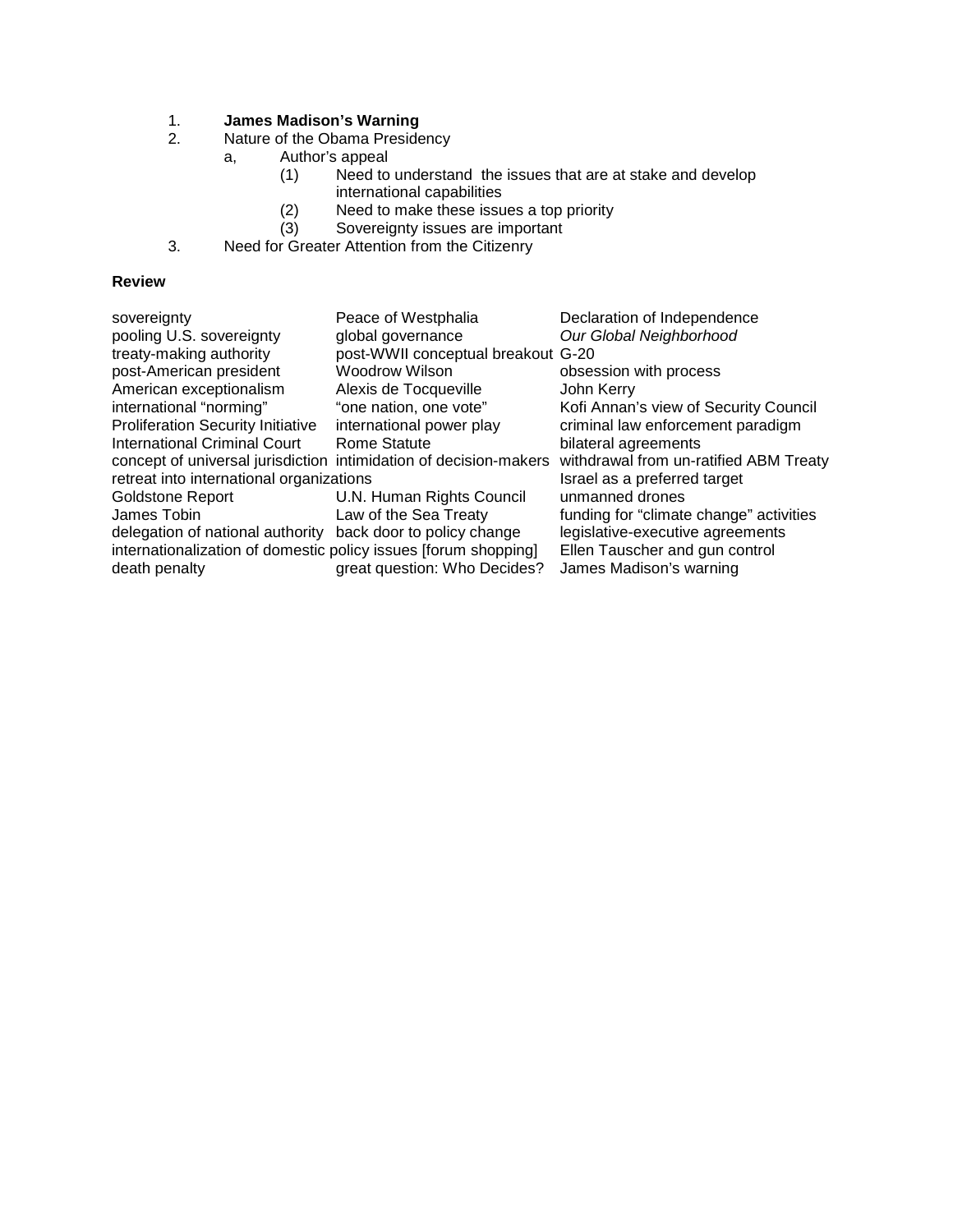1. **James Madison's Warning**
2. Nature of the Obama Presidency
    a, Author's appeal
        (1) Need to understand the issues that are at stake and develop international capabilities
        (2) Need to make these issues a top priority
        (3) Sovereignty issues are important
3. Need for Greater Attention from the Citizenry

**Review**

| | | |
|---|---|---|
| sovereignty | Peace of Westphalia | Declaration of Independence |
| pooling U.S. sovereignty | global governance | *Our Global Neighborhood* |
| treaty-making authority | post-WWII conceptual breakout | G-20 |
| post-American president | Woodrow Wilson | obsession with process |
| American exceptionalism | Alexis de Tocqueville | John Kerry |
| international "norming" | "one nation, one vote" | Kofi Annan's view of Security Council |
| Proliferation Security Initiative | international power play | criminal law enforcement paradigm |
| International Criminal Court | Rome Statute | bilateral agreements |
| concept of universal jurisdiction | intimidation of decision-makers | withdrawal from un-ratified ABM Treaty |
| retreat into international organizations | | Israel as a preferred target |
| Goldstone Report | U.N. Human Rights Council | unmanned drones |
| James Tobin | Law of the Sea Treaty | funding for "climate change" activities |
| delegation of national authority | back door to policy change | legislative-executive agreements |
| internationalization of domestic policy issues [forum shopping] | | Ellen Tauscher and gun control |
| death penalty | great question: Who Decides? | James Madison's warning |